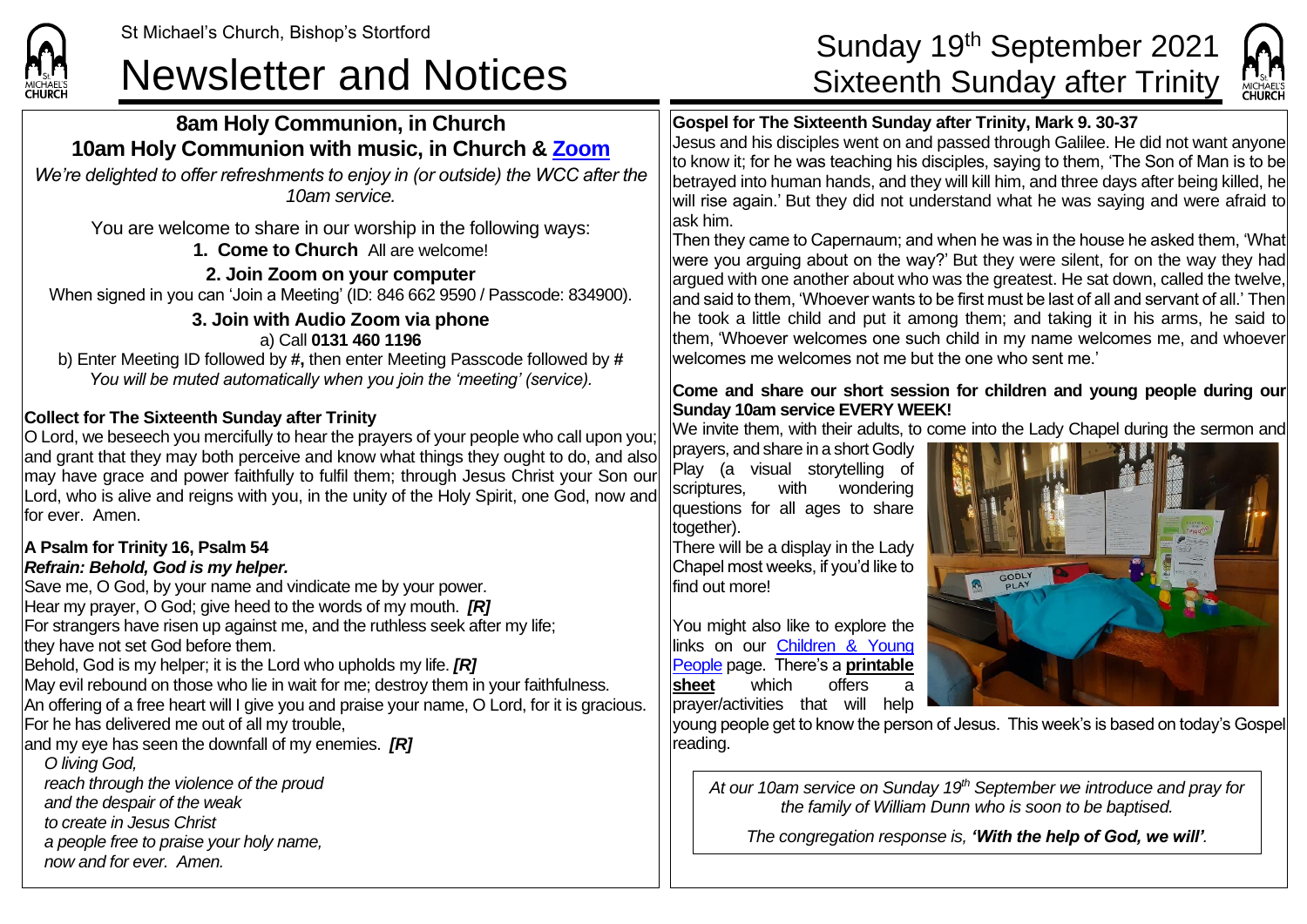St Michael's Church, Bishop's Stortford

# Newsletter and Notices

# Sunday 19th September 2021 Sixteenth Sunday after Trinity

## 8am Holy Communion, in Church
## 10am Holy Communion with music, in Church & Zoom

*We're delighted to offer refreshments to enjoy in (or outside) the WCC after the 10am service.*

You are welcome to share in our worship in the following ways:

**1. Come to Church** All are welcome!

**2. Join Zoom on your computer**

When signed in you can 'Join a Meeting' (ID: 846 662 9590 / Passcode: 834900).

**3. Join with Audio Zoom via phone**

a) Call **0131 460 1196**

b) Enter Meeting ID followed by **#,** then enter Meeting Passcode followed by **#**

*You will be muted automatically when you join the 'meeting' (service).*

**Collect for The Sixteenth Sunday after Trinity**

O Lord, we beseech you mercifully to hear the prayers of your people who call upon you; and grant that they may both perceive and know what things they ought to do, and also may have grace and power faithfully to fulfil them; through Jesus Christ your Son our Lord, who is alive and reigns with you, in the unity of the Holy Spirit, one God, now and for ever. Amen.

**A Psalm for Trinity 16, Psalm 54**

***Refrain: Behold, God is my helper.***

Save me, O God, by your name and vindicate me by your power.
Hear my prayer, O God; give heed to the words of my mouth. ***[R]***
For strangers have risen up against me, and the ruthless seek after my life;
they have not set God before them.
Behold, God is my helper; it is the Lord who upholds my life. ***[R]***
May evil rebound on those who lie in wait for me; destroy them in your faithfulness.
An offering of a free heart will I give you and praise your name, O Lord, for it is gracious.
For he has delivered me out of all my trouble,
and my eye has seen the downfall of my enemies. ***[R]***

*O living God,*
*reach through the violence of the proud*
*and the despair of the weak*
*to create in Jesus Christ*
*a people free to praise your holy name,*
*now and for ever. Amen.*

**Gospel for The Sixteenth Sunday after Trinity, Mark 9. 30-37**

Jesus and his disciples went on and passed through Galilee. He did not want anyone to know it; for he was teaching his disciples, saying to them, 'The Son of Man is to be betrayed into human hands, and they will kill him, and three days after being killed, he will rise again.' But they did not understand what he was saying and were afraid to ask him.

Then they came to Capernaum; and when he was in the house he asked them, 'What were you arguing about on the way?' But they were silent, for on the way they had argued with one another about who was the greatest. He sat down, called the twelve, and said to them, 'Whoever wants to be first must be last of all and servant of all.' Then he took a little child and put it among them; and taking it in his arms, he said to them, 'Whoever welcomes one such child in my name welcomes me, and whoever welcomes me welcomes not me but the one who sent me.'

**Come and share our short session for children and young people during our Sunday 10am service EVERY WEEK!**

We invite them, with their adults, to come into the Lady Chapel during the sermon and prayers, and share in a short Godly Play (a visual storytelling of scriptures, with wondering questions for all ages to share together).

There will be a display in the Lady Chapel most weeks, if you'd like to find out more!

You might also like to explore the links on our Children & Young People page. There's a **printable sheet** which offers a prayer/activities that will help young people get to know the person of Jesus. This week's is based on today's Gospel reading.

*At our 10am service on Sunday 19th September we introduce and pray for the family of William Dunn who is soon to be baptised.*

*The congregation response is, **'With the help of God, we will'**.*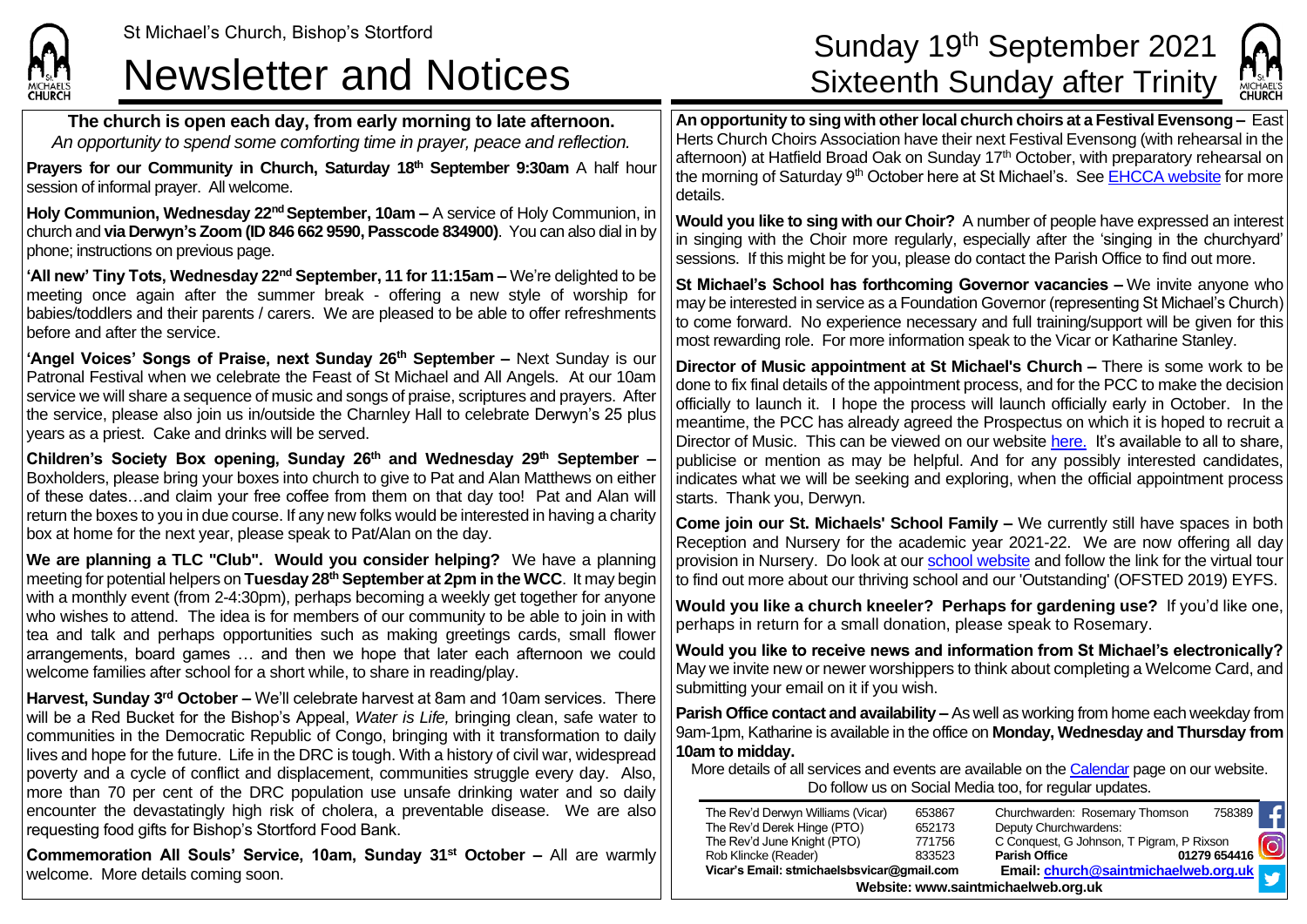St Michael's Church, Bishop's Stortford

# Newsletter and Notices

## Sunday 19th September 2021
## Sixteenth Sunday after Trinity

**The church is open each day, from early morning to late afternoon.**
*An opportunity to spend some comforting time in prayer, peace and reflection.*

**Prayers for our Community in Church, Saturday 18th September 9:30am** A half hour session of informal prayer. All welcome.

**Holy Communion, Wednesday 22nd September, 10am –** A service of Holy Communion, in church and **via Derwyn's Zoom (ID 846 662 9590, Passcode 834900)**. You can also dial in by phone; instructions on previous page.

**'All new' Tiny Tots, Wednesday 22nd September, 11 for 11:15am –** We're delighted to be meeting once again after the summer break - offering a new style of worship for babies/toddlers and their parents / carers. We are pleased to be able to offer refreshments before and after the service.

**'Angel Voices' Songs of Praise, next Sunday 26th September –** Next Sunday is our Patronal Festival when we celebrate the Feast of St Michael and All Angels. At our 10am service we will share a sequence of music and songs of praise, scriptures and prayers. After the service, please also join us in/outside the Charnley Hall to celebrate Derwyn's 25 plus years as a priest. Cake and drinks will be served.

**Children's Society Box opening, Sunday 26th and Wednesday 29th September –** Boxholders, please bring your boxes into church to give to Pat and Alan Matthews on either of these dates…and claim your free coffee from them on that day too! Pat and Alan will return the boxes to you in due course. If any new folks would be interested in having a charity box at home for the next year, please speak to Pat/Alan on the day.

**We are planning a TLC "Club". Would you consider helping?** We have a planning meeting for potential helpers on **Tuesday 28th September at 2pm in the WCC**. It may begin with a monthly event (from 2-4:30pm), perhaps becoming a weekly get together for anyone who wishes to attend. The idea is for members of our community to be able to join in with tea and talk and perhaps opportunities such as making greetings cards, small flower arrangements, board games … and then we hope that later each afternoon we could welcome families after school for a short while, to share in reading/play.

**Harvest, Sunday 3rd October –** We'll celebrate harvest at 8am and 10am services. There will be a Red Bucket for the Bishop's Appeal, *Water is Life,* bringing clean, safe water to communities in the Democratic Republic of Congo, bringing with it transformation to daily lives and hope for the future. Life in the DRC is tough. With a history of civil war, widespread poverty and a cycle of conflict and displacement, communities struggle every day. Also, more than 70 per cent of the DRC population use unsafe drinking water and so daily encounter the devastatingly high risk of cholera, a preventable disease. We are also requesting food gifts for Bishop's Stortford Food Bank.

**Commemoration All Souls' Service, 10am, Sunday 31st October –** All are warmly welcome. More details coming soon.

**An opportunity to sing with other local church choirs at a Festival Evensong –** East Herts Church Choirs Association have their next Festival Evensong (with rehearsal in the afternoon) at Hatfield Broad Oak on Sunday 17th October, with preparatory rehearsal on the morning of Saturday 9th October here at St Michael's. See EHCCA website for more details.

**Would you like to sing with our Choir?** A number of people have expressed an interest in singing with the Choir more regularly, especially after the 'singing in the churchyard' sessions. If this might be for you, please do contact the Parish Office to find out more.

**St Michael's School has forthcoming Governor vacancies –** We invite anyone who may be interested in service as a Foundation Governor (representing St Michael's Church) to come forward. No experience necessary and full training/support will be given for this most rewarding role. For more information speak to the Vicar or Katharine Stanley.

**Director of Music appointment at St Michael's Church –** There is some work to be done to fix final details of the appointment process, and for the PCC to make the decision officially to launch it. I hope the process will launch officially early in October. In the meantime, the PCC has already agreed the Prospectus on which it is hoped to recruit a Director of Music. This can be viewed on our website here. It's available to all to share, publicise or mention as may be helpful. And for any possibly interested candidates, indicates what we will be seeking and exploring, when the official appointment process starts. Thank you, Derwyn.

**Come join our St. Michaels' School Family –** We currently still have spaces in both Reception and Nursery for the academic year 2021-22. We are now offering all day provision in Nursery. Do look at our school website and follow the link for the virtual tour to find out more about our thriving school and our 'Outstanding' (OFSTED 2019) EYFS.

**Would you like a church kneeler? Perhaps for gardening use?** If you'd like one, perhaps in return for a small donation, please speak to Rosemary.

**Would you like to receive news and information from St Michael's electronically?** May we invite new or newer worshippers to think about completing a Welcome Card, and submitting your email on it if you wish.

**Parish Office contact and availability –** As well as working from home each weekday from 9am-1pm, Katharine is available in the office on **Monday, Wednesday and Thursday from 10am to midday.**

More details of all services and events are available on the Calendar page on our website. Do follow us on Social Media too, for regular updates.

| | | | |
|---|---|---|---|
| The Rev'd Derwyn Williams (Vicar) | 653867 | Churchwarden: Rosemary Thomson | 758389 |
| The Rev'd Derek Hinge (PTO) | 652173 | Deputy Churchwardens: | |
| The Rev'd June Knight (PTO) | 771756 | C Conquest, G Johnson, T Pigram, P Rixson | |
| Rob Klincke (Reader) | 833523 | **Parish Office** | **01279 654416** |
| **Vicar's Email: stmichaelsbsvicar@gmail.com** | | **Email: church@saintmichaelweb.org.uk** | |

**Website: www.saintmichaelweb.org.uk**